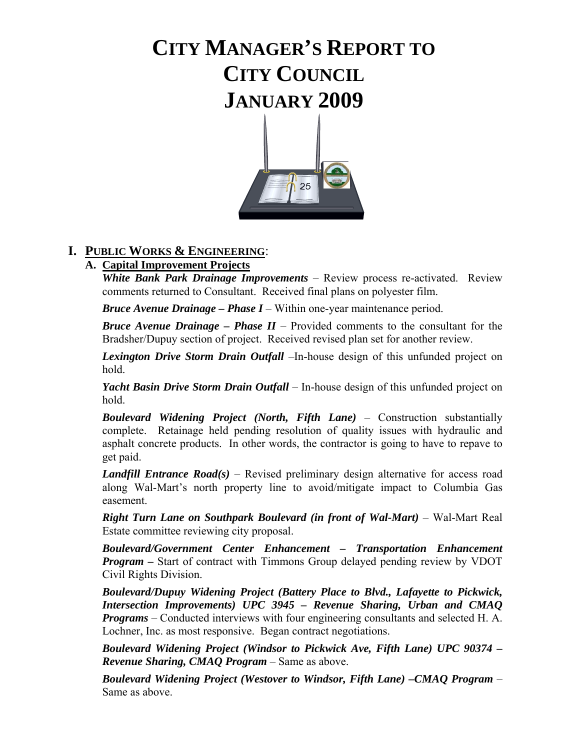# CITY MANAGER'S REPORT TO CITY COUNCIL JANUARY 2009

## I. PUBLIC WORKS & ENGINEERING:

### A. Capital Improvement Projects

***White Bank Park Drainage Improvements*** – Review process re-activated. Review comments returned to Consultant. Received final plans on polyester film.

***Bruce Avenue Drainage – Phase I*** – Within one-year maintenance period.

***Bruce Avenue Drainage – Phase II*** – Provided comments to the consultant for the Bradsher/Dupuy section of project. Received revised plan set for another review.

***Lexington Drive Storm Drain Outfall*** –In-house design of this unfunded project on hold.

***Yacht Basin Drive Storm Drain Outfall*** – In-house design of this unfunded project on hold.

***Boulevard Widening Project (North, Fifth Lane)*** – Construction substantially complete. Retainage held pending resolution of quality issues with hydraulic and asphalt concrete products. In other words, the contractor is going to have to repave to get paid.

***Landfill Entrance Road(s)*** – Revised preliminary design alternative for access road along Wal-Mart's north property line to avoid/mitigate impact to Columbia Gas easement.

***Right Turn Lane on Southpark Boulevard (in front of Wal-Mart)*** – Wal-Mart Real Estate committee reviewing city proposal.

***Boulevard/Government Center Enhancement – Transportation Enhancement Program –*** Start of contract with Timmons Group delayed pending review by VDOT Civil Rights Division.

***Boulevard/Dupuy Widening Project (Battery Place to Blvd., Lafayette to Pickwick, Intersection Improvements) UPC 3945 – Revenue Sharing, Urban and CMAQ Programs*** – Conducted interviews with four engineering consultants and selected H. A. Lochner, Inc. as most responsive. Began contract negotiations.

***Boulevard Widening Project (Windsor to Pickwick Ave, Fifth Lane) UPC 90374 – Revenue Sharing, CMAQ Program*** – Same as above.

***Boulevard Widening Project (Westover to Windsor, Fifth Lane) –CMAQ Program*** – Same as above.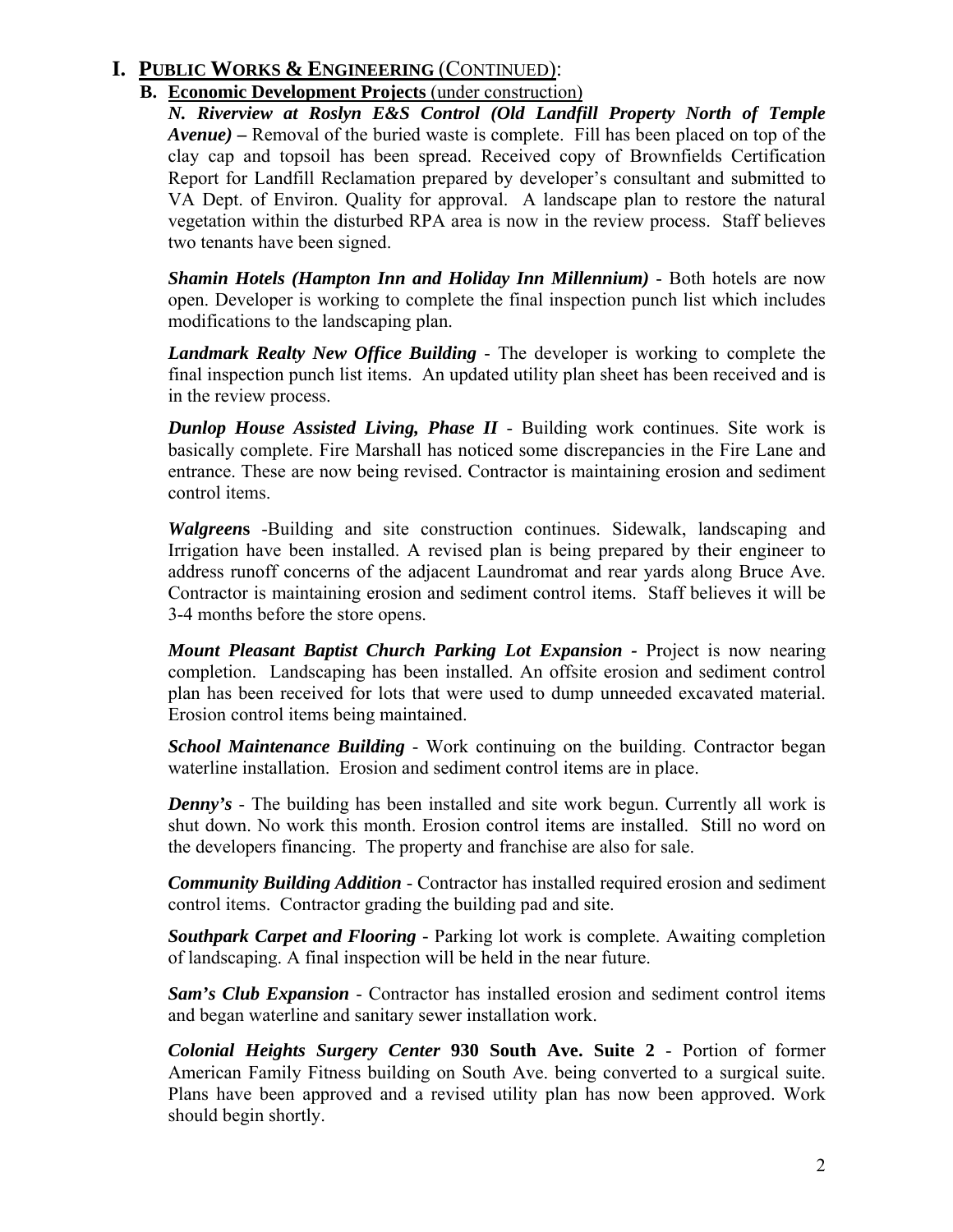# I. PUBLIC WORKS & ENGINEERING (CONTINUED):

## B. Economic Development Projects (under construction)

***N. Riverview at Roslyn E&S Control (Old Landfill Property North of Temple Avenue) –*** Removal of the buried waste is complete. Fill has been placed on top of the clay cap and topsoil has been spread. Received copy of Brownfields Certification Report for Landfill Reclamation prepared by developer's consultant and submitted to VA Dept. of Environ. Quality for approval. A landscape plan to restore the natural vegetation within the disturbed RPA area is now in the review process. Staff believes two tenants have been signed.

***Shamin Hotels (Hampton Inn and Holiday Inn Millennium)*** - Both hotels are now open. Developer is working to complete the final inspection punch list which includes modifications to the landscaping plan.

***Landmark Realty New Office Building*** - The developer is working to complete the final inspection punch list items. An updated utility plan sheet has been received and is in the review process.

***Dunlop House Assisted Living, Phase II*** - Building work continues. Site work is basically complete. Fire Marshall has noticed some discrepancies in the Fire Lane and entrance. These are now being revised. Contractor is maintaining erosion and sediment control items.

***Walgreens*** -Building and site construction continues. Sidewalk, landscaping and Irrigation have been installed. A revised plan is being prepared by their engineer to address runoff concerns of the adjacent Laundromat and rear yards along Bruce Ave. Contractor is maintaining erosion and sediment control items. Staff believes it will be 3-4 months before the store opens.

***Mount Pleasant Baptist Church Parking Lot Expansion -*** Project is now nearing completion. Landscaping has been installed. An offsite erosion and sediment control plan has been received for lots that were used to dump unneeded excavated material. Erosion control items being maintained.

***School Maintenance Building*** - Work continuing on the building. Contractor began waterline installation. Erosion and sediment control items are in place.

***Denny's*** - The building has been installed and site work begun. Currently all work is shut down. No work this month. Erosion control items are installed. Still no word on the developers financing. The property and franchise are also for sale.

***Community Building Addition*** - Contractor has installed required erosion and sediment control items. Contractor grading the building pad and site.

***Southpark Carpet and Flooring*** - Parking lot work is complete. Awaiting completion of landscaping. A final inspection will be held in the near future.

***Sam's Club Expansion*** - Contractor has installed erosion and sediment control items and began waterline and sanitary sewer installation work.

***Colonial Heights Surgery Center* 930 South Ave. Suite 2** - Portion of former American Family Fitness building on South Ave. being converted to a surgical suite. Plans have been approved and a revised utility plan has now been approved. Work should begin shortly.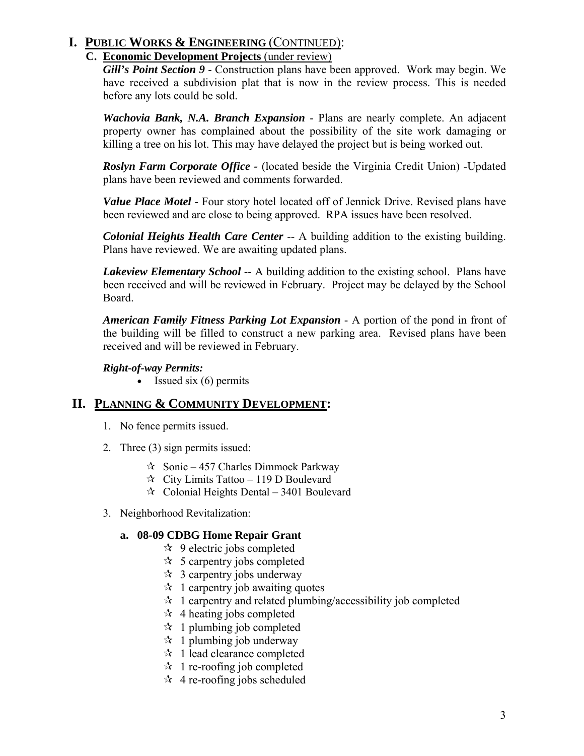# I. PUBLIC WORKS & ENGINEERING (CONTINUED):

## C. Economic Development Projects (under review)

***Gill's Point Section 9*** - Construction plans have been approved. Work may begin. We have received a subdivision plat that is now in the review process. This is needed before any lots could be sold.

***Wachovia Bank, N.A. Branch Expansion*** - Plans are nearly complete. An adjacent property owner has complained about the possibility of the site work damaging or killing a tree on his lot. This may have delayed the project but is being worked out.

***Roslyn Farm Corporate Office*** - (located beside the Virginia Credit Union) -Updated plans have been reviewed and comments forwarded.

***Value Place Motel*** - Four story hotel located off of Jennick Drive. Revised plans have been reviewed and are close to being approved. RPA issues have been resolved.

***Colonial Heights Health Care Center*** -- A building addition to the existing building. Plans have reviewed. We are awaiting updated plans.

***Lakeview Elementary School*** -- A building addition to the existing school. Plans have been received and will be reviewed in February. Project may be delayed by the School Board.

***American Family Fitness Parking Lot Expansion*** - A portion of the pond in front of the building will be filled to construct a new parking area. Revised plans have been received and will be reviewed in February.

***Right-of-way Permits:***

- Issued six (6) permits

# II. PLANNING & COMMUNITY DEVELOPMENT:

1. No fence permits issued.
2. Three (3) sign permits issued:
   - ☆ Sonic – 457 Charles Dimmock Parkway
   - ☆ City Limits Tattoo – 119 D Boulevard
   - ☆ Colonial Heights Dental – 3401 Boulevard
3. Neighborhood Revitalization:

   **a. 08-09 CDBG Home Repair Grant**
   - ☆ 9 electric jobs completed
   - ☆ 5 carpentry jobs completed
   - ☆ 3 carpentry jobs underway
   - ☆ 1 carpentry job awaiting quotes
   - ☆ 1 carpentry and related plumbing/accessibility job completed
   - ☆ 4 heating jobs completed
   - ☆ 1 plumbing job completed
   - ☆ 1 plumbing job underway
   - ☆ 1 lead clearance completed
   - ☆ 1 re-roofing job completed
   - ☆ 4 re-roofing jobs scheduled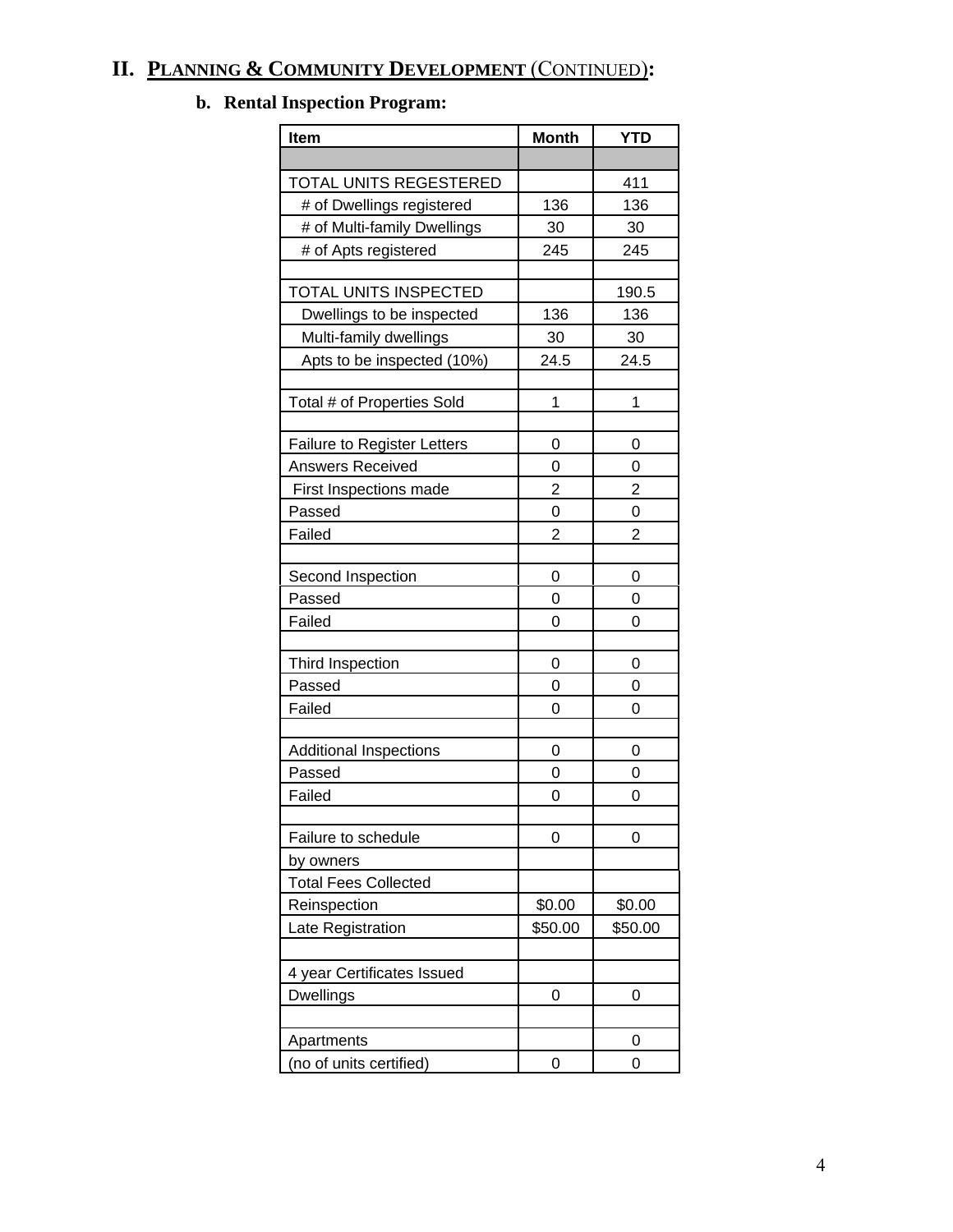## II. PLANNING & COMMUNITY DEVELOPMENT (CONTINUED):

### b. Rental Inspection Program:

| Item | Month | YTD |
|---|---|---|
| | | |
| TOTAL UNITS REGESTERED | | 411 |
| # of Dwellings registered | 136 | 136 |
| # of Multi-family Dwellings | 30 | 30 |
| # of Apts registered | 245 | 245 |
| | | |
| TOTAL UNITS INSPECTED | | 190.5 |
| Dwellings to be inspected | 136 | 136 |
| Multi-family dwellings | 30 | 30 |
| Apts to be inspected (10%) | 24.5 | 24.5 |
| | | |
| Total # of Properties Sold | 1 | 1 |
| | | |
| Failure to Register Letters | 0 | 0 |
| Answers Received | 0 | 0 |
| First Inspections made | 2 | 2 |
| Passed | 0 | 0 |
| Failed | 2 | 2 |
| | | |
| Second Inspection | 0 | 0 |
| Passed | 0 | 0 |
| Failed | 0 | 0 |
| | | |
| Third Inspection | 0 | 0 |
| Passed | 0 | 0 |
| Failed | 0 | 0 |
| | | |
| Additional Inspections | 0 | 0 |
| Passed | 0 | 0 |
| Failed | 0 | 0 |
| | | |
| Failure to schedule | 0 | 0 |
| by owners | | |
| Total Fees Collected | | |
| Reinspection | $0.00 | $0.00 |
| Late Registration | $50.00 | $50.00 |
| | | |
| 4 year Certificates Issued | | |
| Dwellings | 0 | 0 |
| | | |
| Apartments | | 0 |
| (no of units certified) | 0 | 0 |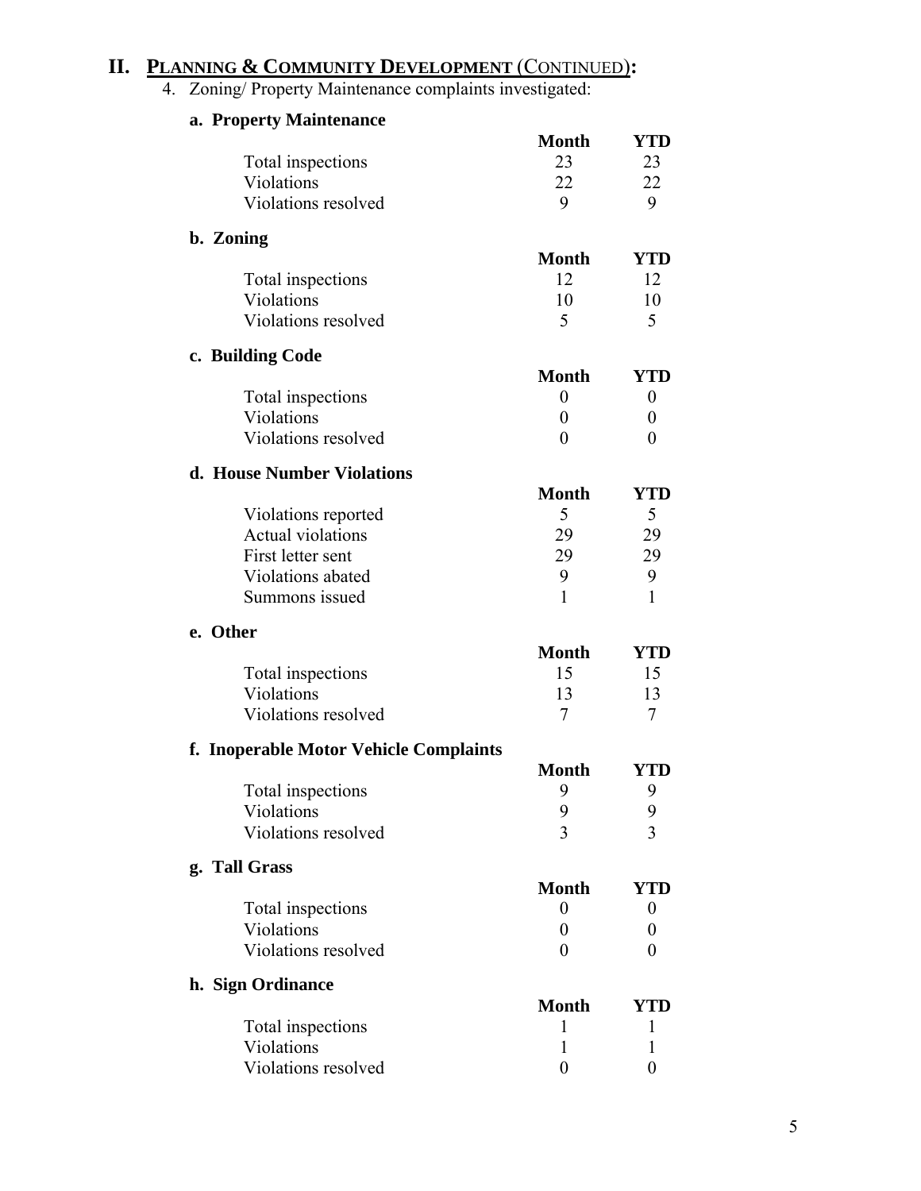## II. Planning & Community Development (Continued):

4. Zoning/ Property Maintenance complaints investigated:

**a. Property Maintenance**

| | Month | YTD |
|---|---|---|
| Total inspections | 23 | 23 |
| Violations | 22 | 22 |
| Violations resolved | 9 | 9 |

**b. Zoning**

| | Month | YTD |
|---|---|---|
| Total inspections | 12 | 12 |
| Violations | 10 | 10 |
| Violations resolved | 5 | 5 |

**c. Building Code**

| | Month | YTD |
|---|---|---|
| Total inspections | 0 | 0 |
| Violations | 0 | 0 |
| Violations resolved | 0 | 0 |

**d. House Number Violations**

| | Month | YTD |
|---|---|---|
| Violations reported | 5 | 5 |
| Actual violations | 29 | 29 |
| First letter sent | 29 | 29 |
| Violations abated | 9 | 9 |
| Summons issued | 1 | 1 |

**e. Other**

| | Month | YTD |
|---|---|---|
| Total inspections | 15 | 15 |
| Violations | 13 | 13 |
| Violations resolved | 7 | 7 |

**f. Inoperable Motor Vehicle Complaints**

| | Month | YTD |
|---|---|---|
| Total inspections | 9 | 9 |
| Violations | 9 | 9 |
| Violations resolved | 3 | 3 |

**g. Tall Grass**

| | Month | YTD |
|---|---|---|
| Total inspections | 0 | 0 |
| Violations | 0 | 0 |
| Violations resolved | 0 | 0 |

**h. Sign Ordinance**

| | Month | YTD |
|---|---|---|
| Total inspections | 1 | 1 |
| Violations | 1 | 1 |
| Violations resolved | 0 | 0 |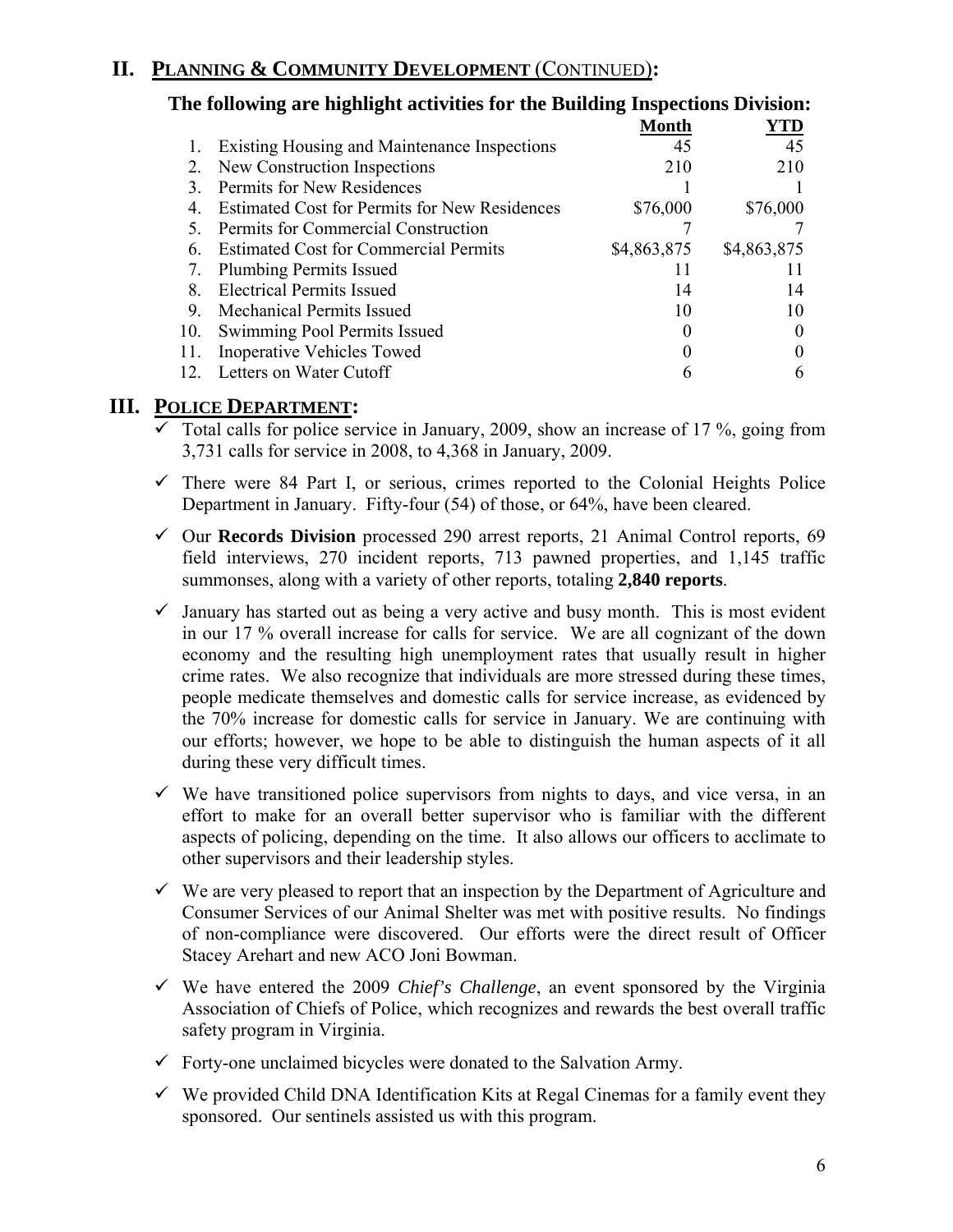## II. PLANNING & COMMUNITY DEVELOPMENT (CONTINUED):

### The following are highlight activities for the Building Inspections Division:

| | | Month | YTD |
|---|---|---|---|
| 1. | Existing Housing and Maintenance Inspections | 45 | 45 |
| 2. | New Construction Inspections | 210 | 210 |
| 3. | Permits for New Residences | 1 | 1 |
| 4. | Estimated Cost for Permits for New Residences | $76,000 | $76,000 |
| 5. | Permits for Commercial Construction | 7 | 7 |
| 6. | Estimated Cost for Commercial Permits | $4,863,875 | $4,863,875 |
| 7. | Plumbing Permits Issued | 11 | 11 |
| 8. | Electrical Permits Issued | 14 | 14 |
| 9. | Mechanical Permits Issued | 10 | 10 |
| 10. | Swimming Pool Permits Issued | 0 | 0 |
| 11. | Inoperative Vehicles Towed | 0 | 0 |
| 12. | Letters on Water Cutoff | 6 | 6 |

## III. POLICE DEPARTMENT:

- ✓ Total calls for police service in January, 2009, show an increase of 17 %, going from 3,731 calls for service in 2008, to 4,368 in January, 2009.
- ✓ There were 84 Part I, or serious, crimes reported to the Colonial Heights Police Department in January. Fifty-four (54) of those, or 64%, have been cleared.
- ✓ Our **Records Division** processed 290 arrest reports, 21 Animal Control reports, 69 field interviews, 270 incident reports, 713 pawned properties, and 1,145 traffic summonses, along with a variety of other reports, totaling **2,840 reports**.
- ✓ January has started out as being a very active and busy month. This is most evident in our 17 % overall increase for calls for service. We are all cognizant of the down economy and the resulting high unemployment rates that usually result in higher crime rates. We also recognize that individuals are more stressed during these times, people medicate themselves and domestic calls for service increase, as evidenced by the 70% increase for domestic calls for service in January. We are continuing with our efforts; however, we hope to be able to distinguish the human aspects of it all during these very difficult times.
- ✓ We have transitioned police supervisors from nights to days, and vice versa, in an effort to make for an overall better supervisor who is familiar with the different aspects of policing, depending on the time. It also allows our officers to acclimate to other supervisors and their leadership styles.
- ✓ We are very pleased to report that an inspection by the Department of Agriculture and Consumer Services of our Animal Shelter was met with positive results. No findings of non-compliance were discovered. Our efforts were the direct result of Officer Stacey Arehart and new ACO Joni Bowman.
- ✓ We have entered the 2009 *Chief's Challenge*, an event sponsored by the Virginia Association of Chiefs of Police, which recognizes and rewards the best overall traffic safety program in Virginia.
- ✓ Forty-one unclaimed bicycles were donated to the Salvation Army.
- ✓ We provided Child DNA Identification Kits at Regal Cinemas for a family event they sponsored. Our sentinels assisted us with this program.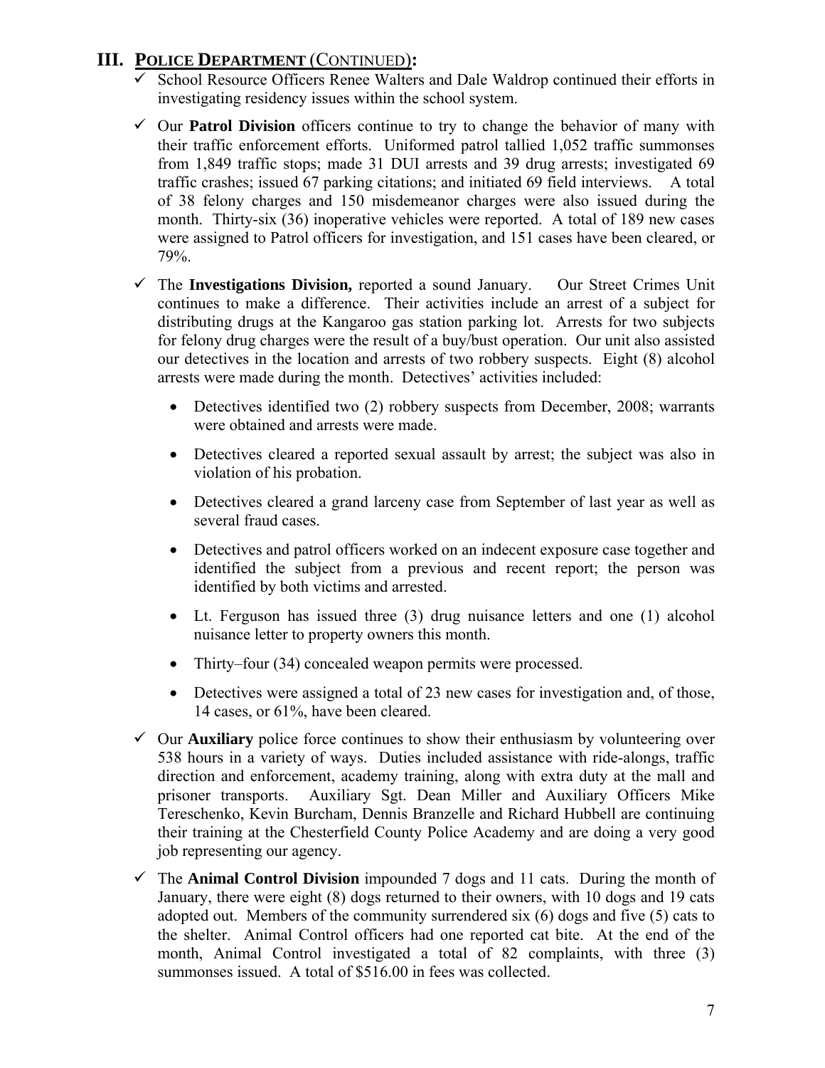## III. **POLICE DEPARTMENT** (CONTINUED)**:**

- ✓ School Resource Officers Renee Walters and Dale Waldrop continued their efforts in investigating residency issues within the school system.

- ✓ Our **Patrol Division** officers continue to try to change the behavior of many with their traffic enforcement efforts. Uniformed patrol tallied 1,052 traffic summonses from 1,849 traffic stops; made 31 DUI arrests and 39 drug arrests; investigated 69 traffic crashes; issued 67 parking citations; and initiated 69 field interviews. A total of 38 felony charges and 150 misdemeanor charges were also issued during the month. Thirty-six (36) inoperative vehicles were reported. A total of 189 new cases were assigned to Patrol officers for investigation, and 151 cases have been cleared, or 79%.

- ✓ The **Investigations Division,** reported a sound January. Our Street Crimes Unit continues to make a difference. Their activities include an arrest of a subject for distributing drugs at the Kangaroo gas station parking lot. Arrests for two subjects for felony drug charges were the result of a buy/bust operation. Our unit also assisted our detectives in the location and arrests of two robbery suspects. Eight (8) alcohol arrests were made during the month. Detectives' activities included:

    - Detectives identified two (2) robbery suspects from December, 2008; warrants were obtained and arrests were made.
    - Detectives cleared a reported sexual assault by arrest; the subject was also in violation of his probation.
    - Detectives cleared a grand larceny case from September of last year as well as several fraud cases.
    - Detectives and patrol officers worked on an indecent exposure case together and identified the subject from a previous and recent report; the person was identified by both victims and arrested.
    - Lt. Ferguson has issued three (3) drug nuisance letters and one (1) alcohol nuisance letter to property owners this month.
    - Thirty–four (34) concealed weapon permits were processed.
    - Detectives were assigned a total of 23 new cases for investigation and, of those, 14 cases, or 61%, have been cleared.

- ✓ Our **Auxiliary** police force continues to show their enthusiasm by volunteering over 538 hours in a variety of ways. Duties included assistance with ride-alongs, traffic direction and enforcement, academy training, along with extra duty at the mall and prisoner transports. Auxiliary Sgt. Dean Miller and Auxiliary Officers Mike Tereschenko, Kevin Burcham, Dennis Branzelle and Richard Hubbell are continuing their training at the Chesterfield County Police Academy and are doing a very good job representing our agency.

- ✓ The **Animal Control Division** impounded 7 dogs and 11 cats. During the month of January, there were eight (8) dogs returned to their owners, with 10 dogs and 19 cats adopted out. Members of the community surrendered six (6) dogs and five (5) cats to the shelter. Animal Control officers had one reported cat bite. At the end of the month, Animal Control investigated a total of 82 complaints, with three (3) summonses issued. A total of $516.00 in fees was collected.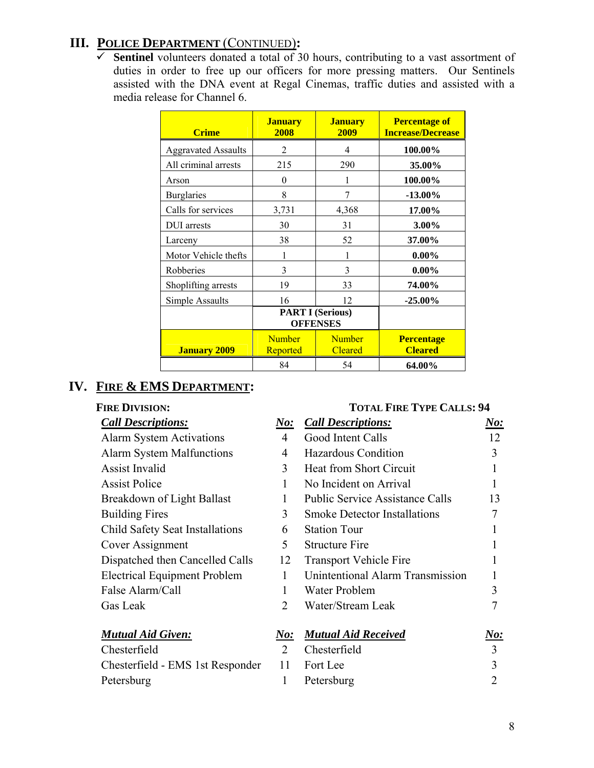## III. POLICE DEPARTMENT (CONTINUED):

- ✓ **Sentinel** volunteers donated a total of 30 hours, contributing to a vast assortment of duties in order to free up our officers for more pressing matters. Our Sentinels assisted with the DNA event at Regal Cinemas, traffic duties and assisted with a media release for Channel 6.

| Crime | January 2008 | January 2009 | Percentage of Increase/Decrease |
|---|---|---|---|
| Aggravated Assaults | 2 | 4 | **100.00%** |
| All criminal arrests | 215 | 290 | **35.00%** |
| Arson | 0 | 1 | **100.00%** |
| Burglaries | 8 | 7 | **-13.00%** |
| Calls for services | 3,731 | 4,368 | **17.00%** |
| DUI arrests | 30 | 31 | **3.00%** |
| Larceny | 38 | 52 | **37.00%** |
| Motor Vehicle thefts | 1 | 1 | **0.00%** |
| Robberies | 3 | 3 | **0.00%** |
| Shoplifting arrests | 19 | 33 | **74.00%** |
| Simple Assaults | 16 | 12 | **-25.00%** |
| | **PART I (Serious) OFFENSES** | | |
| **January 2009** | Number Reported | Number Cleared | **Percentage Cleared** |
| | 84 | 54 | **64.00%** |

## IV. FIRE & EMS DEPARTMENT:

**FIRE DIVISION:** **TOTAL FIRE TYPE CALLS: 94**

| ***Call Descriptions:*** | ***No:*** | ***Call Descriptions:*** | ***No:*** |
|---|---|---|---|
| Alarm System Activations | 4 | Good Intent Calls | 12 |
| Alarm System Malfunctions | 4 | Hazardous Condition | 3 |
| Assist Invalid | 3 | Heat from Short Circuit | 1 |
| Assist Police | 1 | No Incident on Arrival | 1 |
| Breakdown of Light Ballast | 1 | Public Service Assistance Calls | 13 |
| Building Fires | 3 | Smoke Detector Installations | 7 |
| Child Safety Seat Installations | 6 | Station Tour | 1 |
| Cover Assignment | 5 | Structure Fire | 1 |
| Dispatched then Cancelled Calls | 12 | Transport Vehicle Fire | 1 |
| Electrical Equipment Problem | 1 | Unintentional Alarm Transmission | 1 |
| False Alarm/Call | 1 | Water Problem | 3 |
| Gas Leak | 2 | Water/Stream Leak | 7 |

| ***Mutual Aid Given:*** | ***No:*** | ***Mutual Aid Received*** | ***No:*** |
|---|---|---|---|
| Chesterfield | 2 | Chesterfield | 3 |
| Chesterfield - EMS 1st Responder | 11 | Fort Lee | 3 |
| Petersburg | 1 | Petersburg | 2 |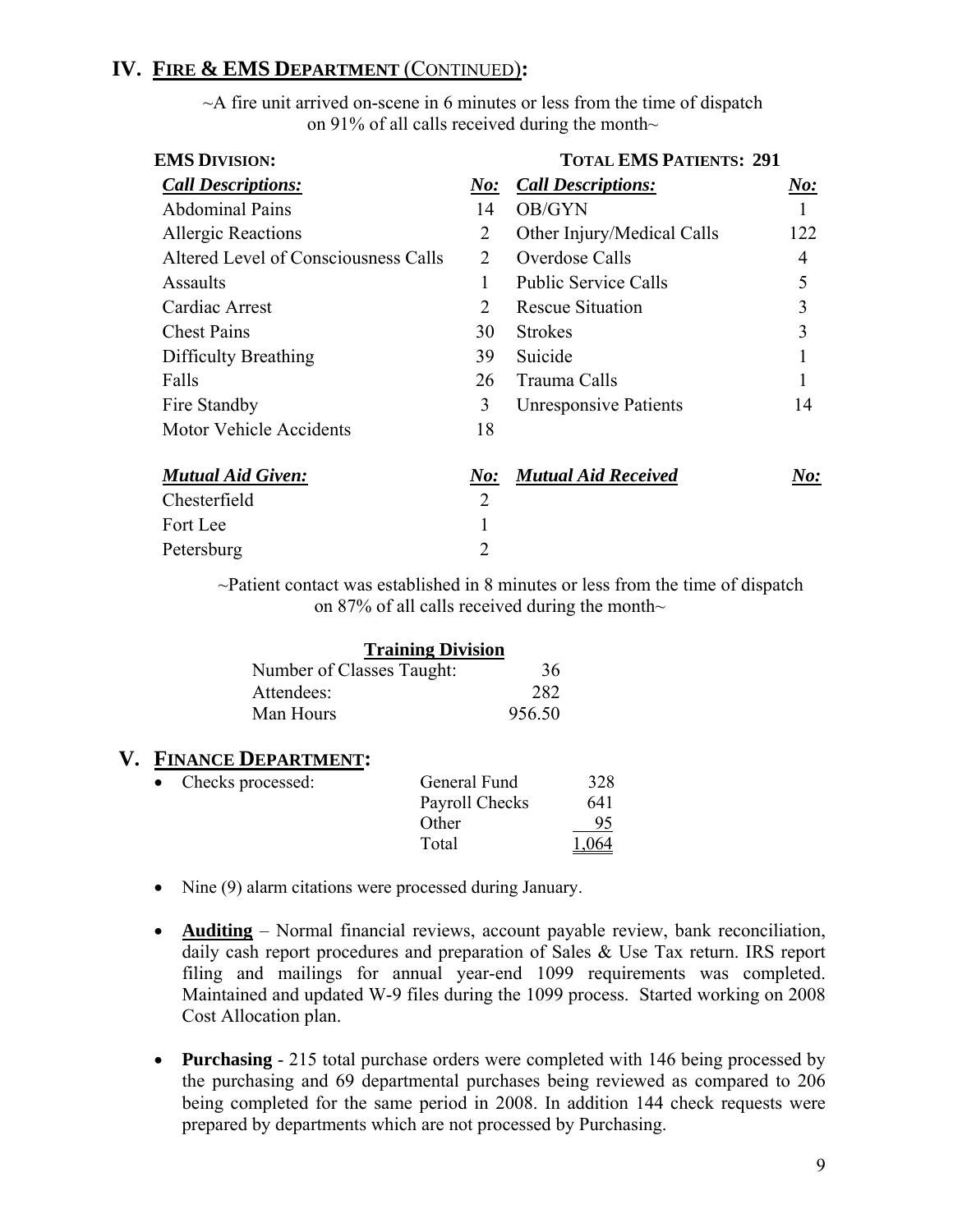## IV. FIRE & EMS DEPARTMENT (CONTINUED):

~A fire unit arrived on-scene in 6 minutes or less from the time of dispatch on 91% of all calls received during the month~

**EMS DIVISION:** **TOTAL EMS PATIENTS: 291**

| *Call Descriptions:* | *No:* | *Call Descriptions:* | *No:* |
|---|---|---|---|
| Abdominal Pains | 14 | OB/GYN | 1 |
| Allergic Reactions | 2 | Other Injury/Medical Calls | 122 |
| Altered Level of Consciousness Calls | 2 | Overdose Calls | 4 |
| Assaults | 1 | Public Service Calls | 5 |
| Cardiac Arrest | 2 | Rescue Situation | 3 |
| Chest Pains | 30 | Strokes | 3 |
| Difficulty Breathing | 39 | Suicide | 1 |
| Falls | 26 | Trauma Calls | 1 |
| Fire Standby | 3 | Unresponsive Patients | 14 |
| Motor Vehicle Accidents | 18 | | |

| *Mutual Aid Given:* | *No:* | *Mutual Aid Received* | *No:* |
|---|---|---|---|
| Chesterfield | 2 | | |
| Fort Lee | 1 | | |
| Petersburg | 2 | | |

~Patient contact was established in 8 minutes or less from the time of dispatch on 87% of all calls received during the month~

**Training Division**

| | |
|---|---|
| Number of Classes Taught: | 36 |
| Attendees: | 282 |
| Man Hours | 956.50 |

## V. FINANCE DEPARTMENT:

- Checks processed:

| | | |
|---|---|---|
| | General Fund | 328 |
| | Payroll Checks | 641 |
| | Other | 95 |
| | Total | 1,064 |

- Nine (9) alarm citations were processed during January.

- **Auditing** – Normal financial reviews, account payable review, bank reconciliation, daily cash report procedures and preparation of Sales & Use Tax return. IRS report filing and mailings for annual year-end 1099 requirements was completed. Maintained and updated W-9 files during the 1099 process. Started working on 2008 Cost Allocation plan.

- **Purchasing** - 215 total purchase orders were completed with 146 being processed by the purchasing and 69 departmental purchases being reviewed as compared to 206 being completed for the same period in 2008. In addition 144 check requests were prepared by departments which are not processed by Purchasing.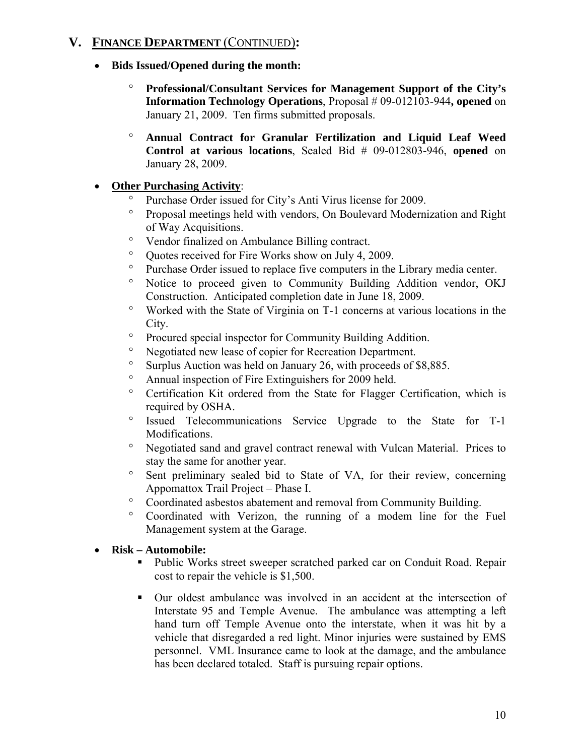## V. FINANCE DEPARTMENT (CONTINUED):

- **Bids Issued/Opened during the month:**
  - **Professional/Consultant Services for Management Support of the City's Information Technology Operations**, Proposal # 09-012103-944**, opened** on January 21, 2009. Ten firms submitted proposals.
  - **Annual Contract for Granular Fertilization and Liquid Leaf Weed Control at various locations**, Sealed Bid # 09-012803-946, **opened** on January 28, 2009.

- **Other Purchasing Activity**:
  - Purchase Order issued for City's Anti Virus license for 2009.
  - Proposal meetings held with vendors, On Boulevard Modernization and Right of Way Acquisitions.
  - Vendor finalized on Ambulance Billing contract.
  - Quotes received for Fire Works show on July 4, 2009.
  - Purchase Order issued to replace five computers in the Library media center.
  - Notice to proceed given to Community Building Addition vendor, OKJ Construction. Anticipated completion date in June 18, 2009.
  - Worked with the State of Virginia on T-1 concerns at various locations in the City.
  - Procured special inspector for Community Building Addition.
  - Negotiated new lease of copier for Recreation Department.
  - Surplus Auction was held on January 26, with proceeds of $8,885.
  - Annual inspection of Fire Extinguishers for 2009 held.
  - Certification Kit ordered from the State for Flagger Certification, which is required by OSHA.
  - Issued Telecommunications Service Upgrade to the State for T-1 Modifications.
  - Negotiated sand and gravel contract renewal with Vulcan Material. Prices to stay the same for another year.
  - Sent preliminary sealed bid to State of VA, for their review, concerning Appomattox Trail Project – Phase I.
  - Coordinated asbestos abatement and removal from Community Building.
  - Coordinated with Verizon, the running of a modem line for the Fuel Management system at the Garage.

- **Risk – Automobile:**
  - Public Works street sweeper scratched parked car on Conduit Road. Repair cost to repair the vehicle is $1,500.
  - Our oldest ambulance was involved in an accident at the intersection of Interstate 95 and Temple Avenue. The ambulance was attempting a left hand turn off Temple Avenue onto the interstate, when it was hit by a vehicle that disregarded a red light. Minor injuries were sustained by EMS personnel. VML Insurance came to look at the damage, and the ambulance has been declared totaled. Staff is pursuing repair options.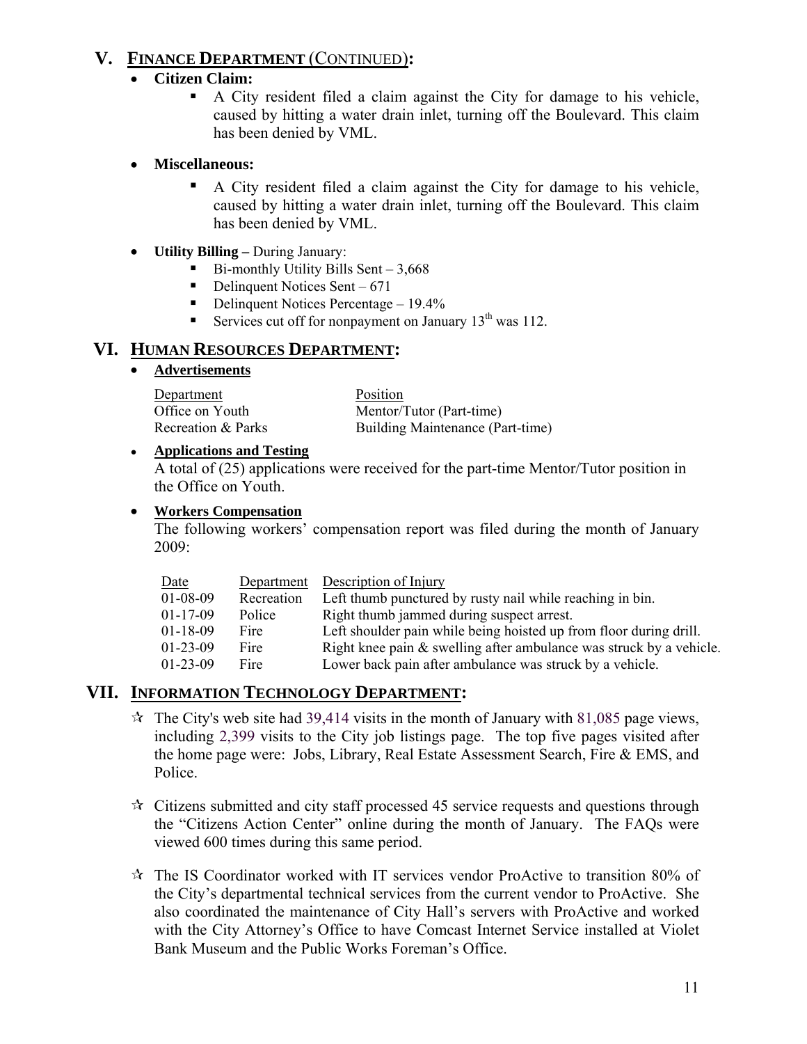## V. FINANCE DEPARTMENT (CONTINUED):

- **Citizen Claim:**
  - A City resident filed a claim against the City for damage to his vehicle, caused by hitting a water drain inlet, turning off the Boulevard. This claim has been denied by VML.

- **Miscellaneous:**
  - A City resident filed a claim against the City for damage to his vehicle, caused by hitting a water drain inlet, turning off the Boulevard. This claim has been denied by VML.

- **Utility Billing –** During January:
  - Bi-monthly Utility Bills Sent – 3,668
  - Delinquent Notices Sent – 671
  - Delinquent Notices Percentage – 19.4%
  - Services cut off for nonpayment on January 13th was 112.

## VI. HUMAN RESOURCES DEPARTMENT:

- **Advertisements**

| Department | Position |
|---|---|
| Office on Youth | Mentor/Tutor (Part-time) |
| Recreation & Parks | Building Maintenance (Part-time) |

- **Applications and Testing**

  A total of (25) applications were received for the part-time Mentor/Tutor position in the Office on Youth.

- **Workers Compensation**

  The following workers' compensation report was filed during the month of January 2009:

| Date | Department | Description of Injury |
|---|---|---|
| 01-08-09 | Recreation | Left thumb punctured by rusty nail while reaching in bin. |
| 01-17-09 | Police | Right thumb jammed during suspect arrest. |
| 01-18-09 | Fire | Left shoulder pain while being hoisted up from floor during drill. |
| 01-23-09 | Fire | Right knee pain & swelling after ambulance was struck by a vehicle. |
| 01-23-09 | Fire | Lower back pain after ambulance was struck by a vehicle. |

## VII. INFORMATION TECHNOLOGY DEPARTMENT:

- The City's web site had 39,414 visits in the month of January with 81,085 page views, including 2,399 visits to the City job listings page. The top five pages visited after the home page were: Jobs, Library, Real Estate Assessment Search, Fire & EMS, and Police.

- Citizens submitted and city staff processed 45 service requests and questions through the "Citizens Action Center" online during the month of January. The FAQs were viewed 600 times during this same period.

- The IS Coordinator worked with IT services vendor ProActive to transition 80% of the City's departmental technical services from the current vendor to ProActive. She also coordinated the maintenance of City Hall's servers with ProActive and worked with the City Attorney's Office to have Comcast Internet Service installed at Violet Bank Museum and the Public Works Foreman's Office.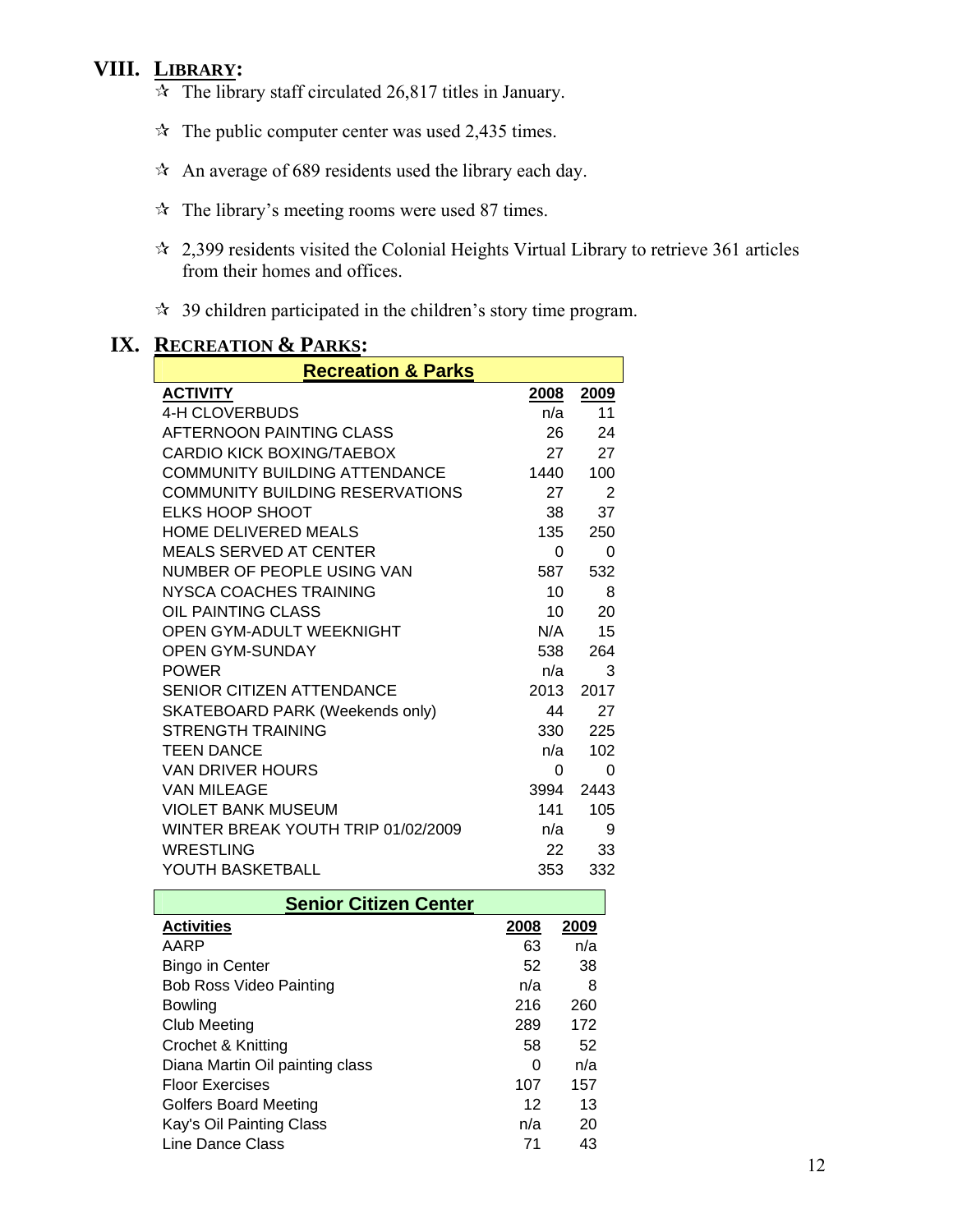## VIII. LIBRARY:

- ☆ The library staff circulated 26,817 titles in January.
- ☆ The public computer center was used 2,435 times.
- ☆ An average of 689 residents used the library each day.
- ☆ The library's meeting rooms were used 87 times.
- ☆ 2,399 residents visited the Colonial Heights Virtual Library to retrieve 361 articles from their homes and offices.
- ☆ 39 children participated in the children's story time program.

## IX. RECREATION & PARKS:

**Recreation & Parks**

| ACTIVITY | 2008 | 2009 |
|---|---|---|
| 4-H CLOVERBUDS | n/a | 11 |
| AFTERNOON PAINTING CLASS | 26 | 24 |
| CARDIO KICK BOXING/TAEBOX | 27 | 27 |
| COMMUNITY BUILDING ATTENDANCE | 1440 | 100 |
| COMMUNITY BUILDING RESERVATIONS | 27 | 2 |
| ELKS HOOP SHOOT | 38 | 37 |
| HOME DELIVERED MEALS | 135 | 250 |
| MEALS SERVED AT CENTER | 0 | 0 |
| NUMBER OF PEOPLE USING VAN | 587 | 532 |
| NYSCA COACHES TRAINING | 10 | 8 |
| OIL PAINTING CLASS | 10 | 20 |
| OPEN GYM-ADULT WEEKNIGHT | N/A | 15 |
| OPEN GYM-SUNDAY | 538 | 264 |
| POWER | n/a | 3 |
| SENIOR CITIZEN ATTENDANCE | 2013 | 2017 |
| SKATEBOARD PARK (Weekends only) | 44 | 27 |
| STRENGTH TRAINING | 330 | 225 |
| TEEN DANCE | n/a | 102 |
| VAN DRIVER HOURS | 0 | 0 |
| VAN MILEAGE | 3994 | 2443 |
| VIOLET BANK MUSEUM | 141 | 105 |
| WINTER BREAK YOUTH TRIP 01/02/2009 | n/a | 9 |
| WRESTLING | 22 | 33 |
| YOUTH BASKETBALL | 353 | 332 |

**Senior Citizen Center**

| Activities | 2008 | 2009 |
|---|---|---|
| AARP | 63 | n/a |
| Bingo in Center | 52 | 38 |
| Bob Ross Video Painting | n/a | 8 |
| Bowling | 216 | 260 |
| Club Meeting | 289 | 172 |
| Crochet & Knitting | 58 | 52 |
| Diana Martin Oil painting class | 0 | n/a |
| Floor Exercises | 107 | 157 |
| Golfers Board Meeting | 12 | 13 |
| Kay's Oil Painting Class | n/a | 20 |
| Line Dance Class | 71 | 43 |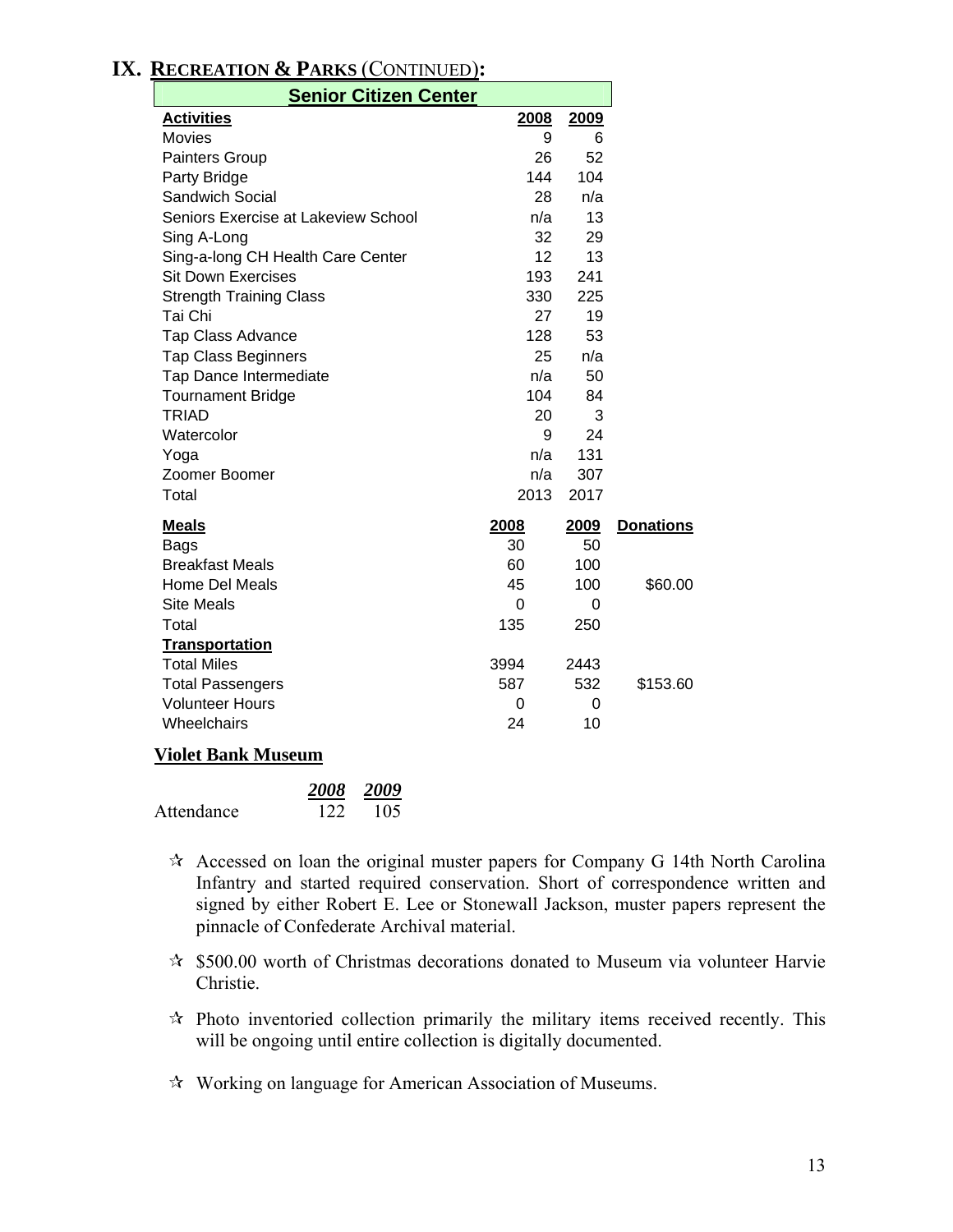# IX. Recreation & Parks (Continued):

## Senior Citizen Center

| Activities | 2008 | 2009 |
|---|---|---|
| Movies | 9 | 6 |
| Painters Group | 26 | 52 |
| Party Bridge | 144 | 104 |
| Sandwich Social | 28 | n/a |
| Seniors Exercise at Lakeview School | n/a | 13 |
| Sing A-Long | 32 | 29 |
| Sing-a-long CH Health Care Center | 12 | 13 |
| Sit Down Exercises | 193 | 241 |
| Strength Training Class | 330 | 225 |
| Tai Chi | 27 | 19 |
| Tap Class Advance | 128 | 53 |
| Tap Class Beginners | 25 | n/a |
| Tap Dance Intermediate | n/a | 50 |
| Tournament Bridge | 104 | 84 |
| TRIAD | 20 | 3 |
| Watercolor | 9 | 24 |
| Yoga | n/a | 131 |
| Zoomer Boomer | n/a | 307 |
| Total | 2013 | 2017 |

| Meals | 2008 | 2009 | Donations |
|---|---|---|---|
| Bags | 30 | 50 | |
| Breakfast Meals | 60 | 100 | |
| Home Del Meals | 45 | 100 | $60.00 |
| Site Meals | 0 | 0 | |
| Total | 135 | 250 | |
| **Transportation** | | | |
| Total Miles | 3994 | 2443 | |
| Total Passengers | 587 | 532 | $153.60 |
| Volunteer Hours | 0 | 0 | |
| Wheelchairs | 24 | 10 | |

## Violet Bank Museum

| | *2008* | *2009* |
|---|---|---|
| Attendance | 122 | 105 |

- ✰ Accessed on loan the original muster papers for Company G 14th North Carolina Infantry and started required conservation. Short of correspondence written and signed by either Robert E. Lee or Stonewall Jackson, muster papers represent the pinnacle of Confederate Archival material.
- ✰ $500.00 worth of Christmas decorations donated to Museum via volunteer Harvie Christie.
- ✰ Photo inventoried collection primarily the military items received recently. This will be ongoing until entire collection is digitally documented.
- ✰ Working on language for American Association of Museums.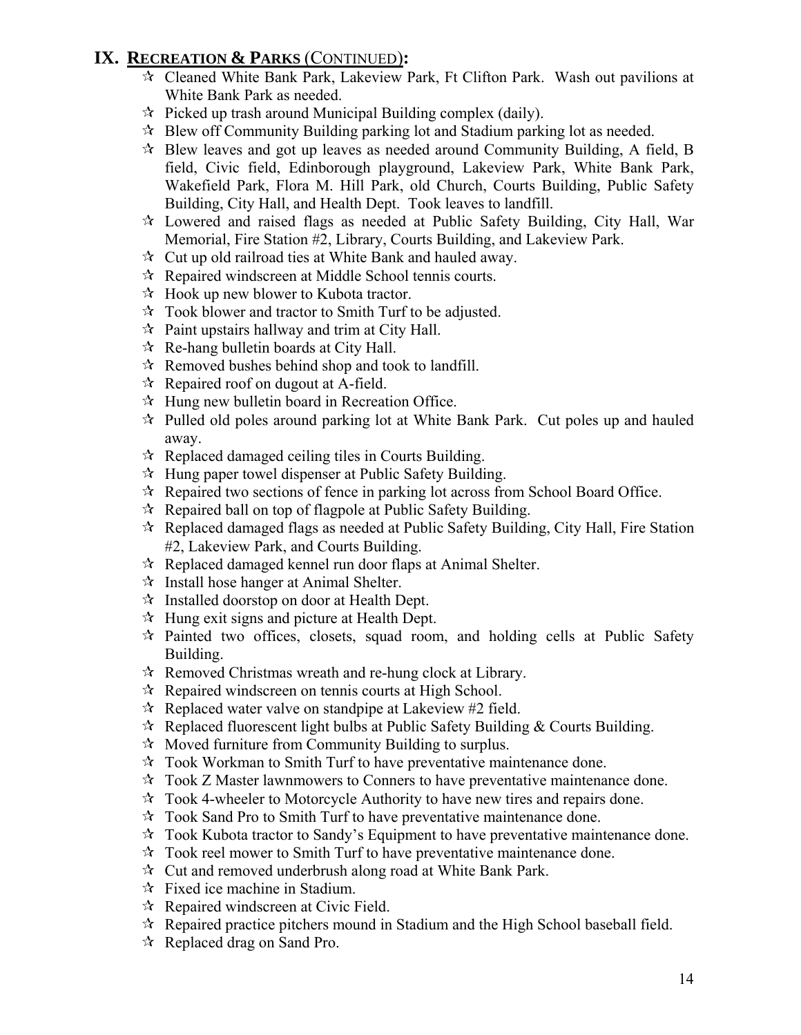## IX. RECREATION & PARKS (CONTINUED):

- Cleaned White Bank Park, Lakeview Park, Ft Clifton Park. Wash out pavilions at White Bank Park as needed.
- Picked up trash around Municipal Building complex (daily).
- Blew off Community Building parking lot and Stadium parking lot as needed.
- Blew leaves and got up leaves as needed around Community Building, A field, B field, Civic field, Edinborough playground, Lakeview Park, White Bank Park, Wakefield Park, Flora M. Hill Park, old Church, Courts Building, Public Safety Building, City Hall, and Health Dept. Took leaves to landfill.
- Lowered and raised flags as needed at Public Safety Building, City Hall, War Memorial, Fire Station #2, Library, Courts Building, and Lakeview Park.
- Cut up old railroad ties at White Bank and hauled away.
- Repaired windscreen at Middle School tennis courts.
- Hook up new blower to Kubota tractor.
- Took blower and tractor to Smith Turf to be adjusted.
- Paint upstairs hallway and trim at City Hall.
- Re-hang bulletin boards at City Hall.
- Removed bushes behind shop and took to landfill.
- Repaired roof on dugout at A-field.
- Hung new bulletin board in Recreation Office.
- Pulled old poles around parking lot at White Bank Park. Cut poles up and hauled away.
- Replaced damaged ceiling tiles in Courts Building.
- Hung paper towel dispenser at Public Safety Building.
- Repaired two sections of fence in parking lot across from School Board Office.
- Repaired ball on top of flagpole at Public Safety Building.
- Replaced damaged flags as needed at Public Safety Building, City Hall, Fire Station #2, Lakeview Park, and Courts Building.
- Replaced damaged kennel run door flaps at Animal Shelter.
- Install hose hanger at Animal Shelter.
- Installed doorstop on door at Health Dept.
- Hung exit signs and picture at Health Dept.
- Painted two offices, closets, squad room, and holding cells at Public Safety Building.
- Removed Christmas wreath and re-hung clock at Library.
- Repaired windscreen on tennis courts at High School.
- Replaced water valve on standpipe at Lakeview #2 field.
- Replaced fluorescent light bulbs at Public Safety Building & Courts Building.
- Moved furniture from Community Building to surplus.
- Took Workman to Smith Turf to have preventative maintenance done.
- Took Z Master lawnmowers to Conners to have preventative maintenance done.
- Took 4-wheeler to Motorcycle Authority to have new tires and repairs done.
- Took Sand Pro to Smith Turf to have preventative maintenance done.
- Took Kubota tractor to Sandy's Equipment to have preventative maintenance done.
- Took reel mower to Smith Turf to have preventative maintenance done.
- Cut and removed underbrush along road at White Bank Park.
- Fixed ice machine in Stadium.
- Repaired windscreen at Civic Field.
- Repaired practice pitchers mound in Stadium and the High School baseball field.
- Replaced drag on Sand Pro.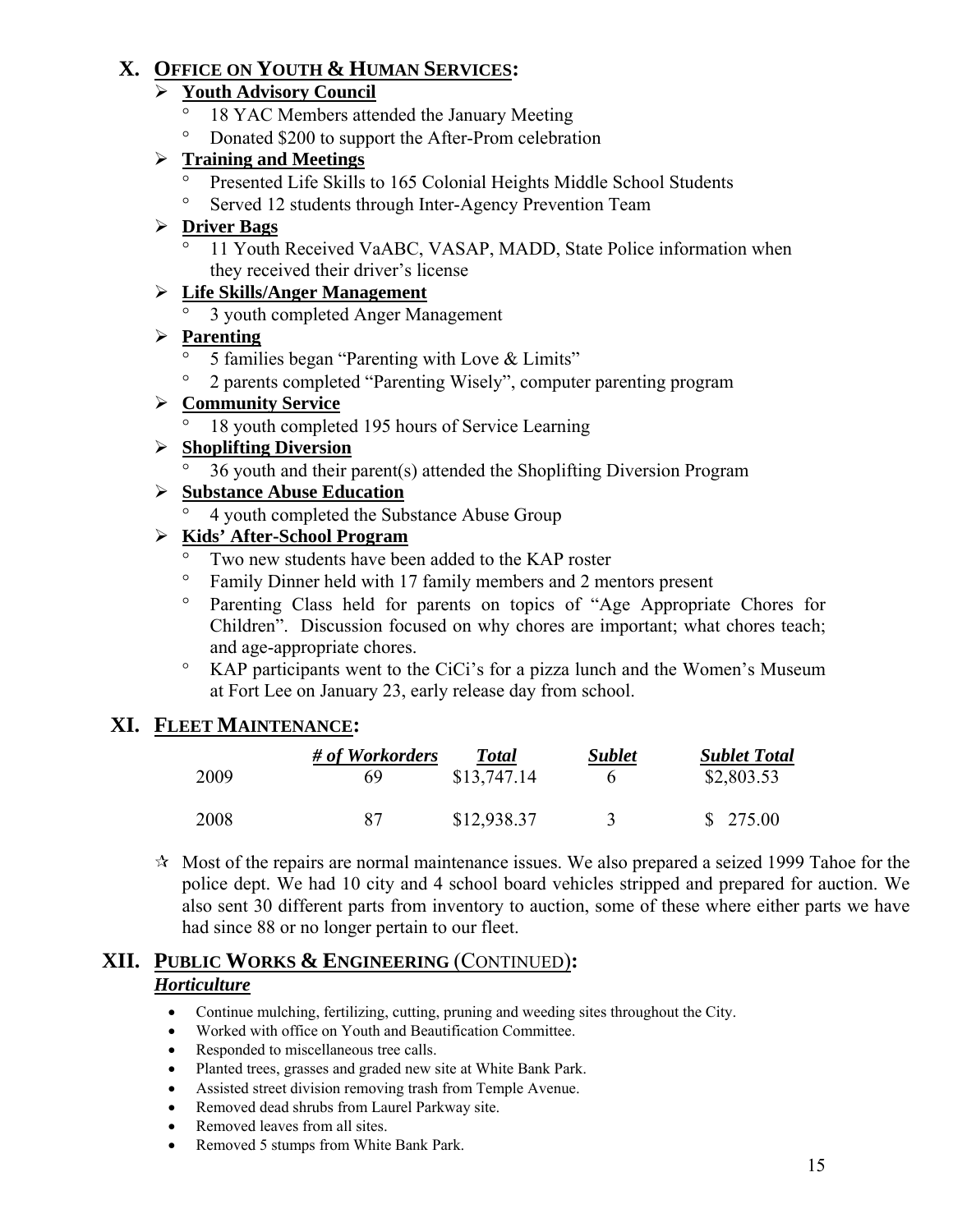## X. OFFICE ON YOUTH & HUMAN SERVICES:

- **Youth Advisory Council**
  - 18 YAC Members attended the January Meeting
  - Donated $200 to support the After-Prom celebration
- **Training and Meetings**
  - Presented Life Skills to 165 Colonial Heights Middle School Students
  - Served 12 students through Inter-Agency Prevention Team
- **Driver Bags**
  - 11 Youth Received VaABC, VASAP, MADD, State Police information when they received their driver's license
- **Life Skills/Anger Management**
  - 3 youth completed Anger Management
- **Parenting**
  - 5 families began "Parenting with Love & Limits"
  - 2 parents completed "Parenting Wisely", computer parenting program
- **Community Service**
  - 18 youth completed 195 hours of Service Learning
- **Shoplifting Diversion**
  - 36 youth and their parent(s) attended the Shoplifting Diversion Program
- **Substance Abuse Education**
  - 4 youth completed the Substance Abuse Group
- **Kids' After-School Program**
  - Two new students have been added to the KAP roster
  - Family Dinner held with 17 family members and 2 mentors present
  - Parenting Class held for parents on topics of "Age Appropriate Chores for Children". Discussion focused on why chores are important; what chores teach; and age-appropriate chores.
  - KAP participants went to the CiCi's for a pizza lunch and the Women's Museum at Fort Lee on January 23, early release day from school.

## XI. FLEET MAINTENANCE:

| | *# of Workorders* | *Total* | *Sublet* | *Sublet Total* |
|---|---|---|---|---|
| 2009 | 69 | $13,747.14 | 6 | $2,803.53 |
| 2008 | 87 | $12,938.37 | 3 | $ 275.00 |

✰ Most of the repairs are normal maintenance issues. We also prepared a seized 1999 Tahoe for the police dept. We had 10 city and 4 school board vehicles stripped and prepared for auction. We also sent 30 different parts from inventory to auction, some of these where either parts we have had since 88 or no longer pertain to our fleet.

## XII. PUBLIC WORKS & ENGINEERING (CONTINUED):

### *Horticulture*

- Continue mulching, fertilizing, cutting, pruning and weeding sites throughout the City.
- Worked with office on Youth and Beautification Committee.
- Responded to miscellaneous tree calls.
- Planted trees, grasses and graded new site at White Bank Park.
- Assisted street division removing trash from Temple Avenue.
- Removed dead shrubs from Laurel Parkway site.
- Removed leaves from all sites.
- Removed 5 stumps from White Bank Park.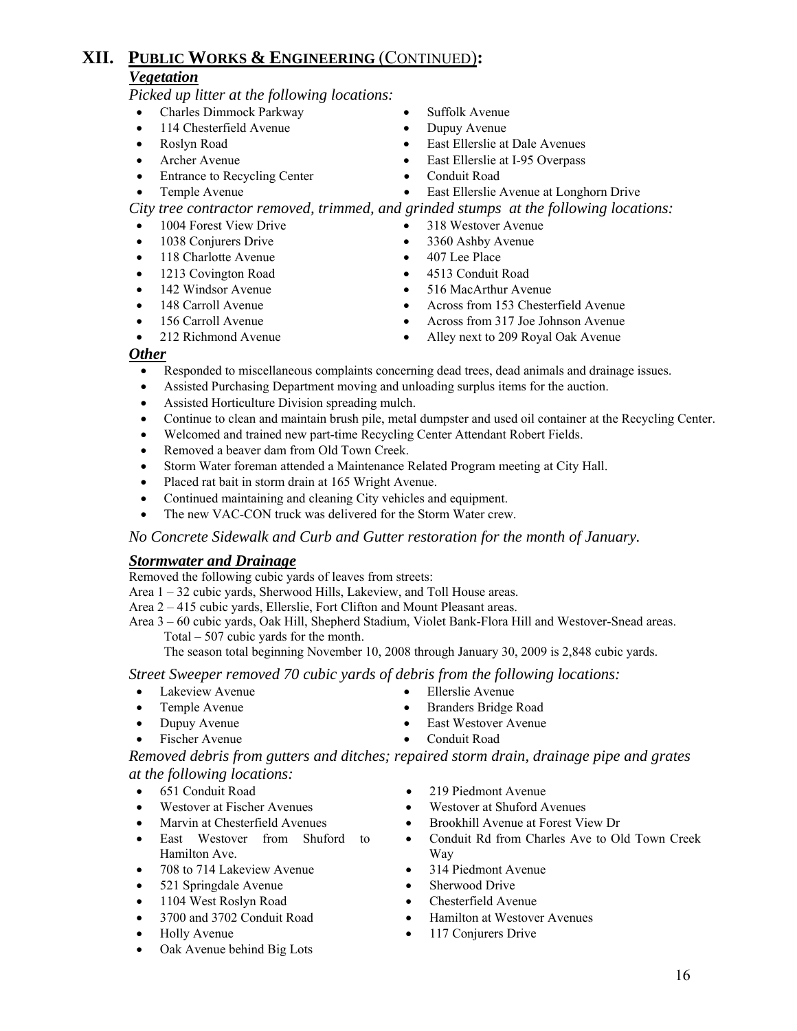# XII. PUBLIC WORKS & ENGINEERING (CONTINUED):

### *Vegetation*

*Picked up litter at the following locations:*

- Charles Dimmock Parkway
- 114 Chesterfield Avenue
- Roslyn Road
- Archer Avenue
- Entrance to Recycling Center
- Temple Avenue
- Suffolk Avenue
- Dupuy Avenue
- East Ellerslie at Dale Avenues
- East Ellerslie at I-95 Overpass
- Conduit Road
- East Ellerslie Avenue at Longhorn Drive

*City tree contractor removed, trimmed, and grinded stumps at the following locations:*

- 1004 Forest View Drive
- 1038 Conjurers Drive
- 118 Charlotte Avenue
- 1213 Covington Road
- 142 Windsor Avenue
- 148 Carroll Avenue
- 156 Carroll Avenue
- 212 Richmond Avenue
- 318 Westover Avenue
- 3360 Ashby Avenue
- 407 Lee Place
- 4513 Conduit Road
- 516 MacArthur Avenue
- Across from 153 Chesterfield Avenue
- Across from 317 Joe Johnson Avenue
- Alley next to 209 Royal Oak Avenue

### *Other*

- Responded to miscellaneous complaints concerning dead trees, dead animals and drainage issues.
- Assisted Purchasing Department moving and unloading surplus items for the auction.
- Assisted Horticulture Division spreading mulch.
- Continue to clean and maintain brush pile, metal dumpster and used oil container at the Recycling Center.
- Welcomed and trained new part-time Recycling Center Attendant Robert Fields.
- Removed a beaver dam from Old Town Creek.
- Storm Water foreman attended a Maintenance Related Program meeting at City Hall.
- Placed rat bait in storm drain at 165 Wright Avenue.
- Continued maintaining and cleaning City vehicles and equipment.
- The new VAC-CON truck was delivered for the Storm Water crew.

*No Concrete Sidewalk and Curb and Gutter restoration for the month of January.*

### *Stormwater and Drainage*

Removed the following cubic yards of leaves from streets:

Area 1 – 32 cubic yards, Sherwood Hills, Lakeview, and Toll House areas.

Area 2 – 415 cubic yards, Ellerslie, Fort Clifton and Mount Pleasant areas.

Area 3 – 60 cubic yards, Oak Hill, Shepherd Stadium, Violet Bank-Flora Hill and Westover-Snead areas.

Total – 507 cubic yards for the month.

The season total beginning November 10, 2008 through January 30, 2009 is 2,848 cubic yards.

*Street Sweeper removed 70 cubic yards of debris from the following locations:*

- Lakeview Avenue
- Temple Avenue
- Dupuy Avenue
- Fischer Avenue
- Ellerslie Avenue
- Branders Bridge Road
- East Westover Avenue
- Conduit Road

*Removed debris from gutters and ditches; repaired storm drain, drainage pipe and grates at the following locations:*

- 651 Conduit Road
- Westover at Fischer Avenues
- Marvin at Chesterfield Avenues
- East Westover from Shuford to Hamilton Ave.
- 708 to 714 Lakeview Avenue
- 521 Springdale Avenue
- 1104 West Roslyn Road
- 3700 and 3702 Conduit Road
- Holly Avenue
- Oak Avenue behind Big Lots
- 219 Piedmont Avenue
- Westover at Shuford Avenues
- Brookhill Avenue at Forest View Dr
- Conduit Rd from Charles Ave to Old Town Creek Way
- 314 Piedmont Avenue
- Sherwood Drive
- Chesterfield Avenue
- Hamilton at Westover Avenues
- 117 Conjurers Drive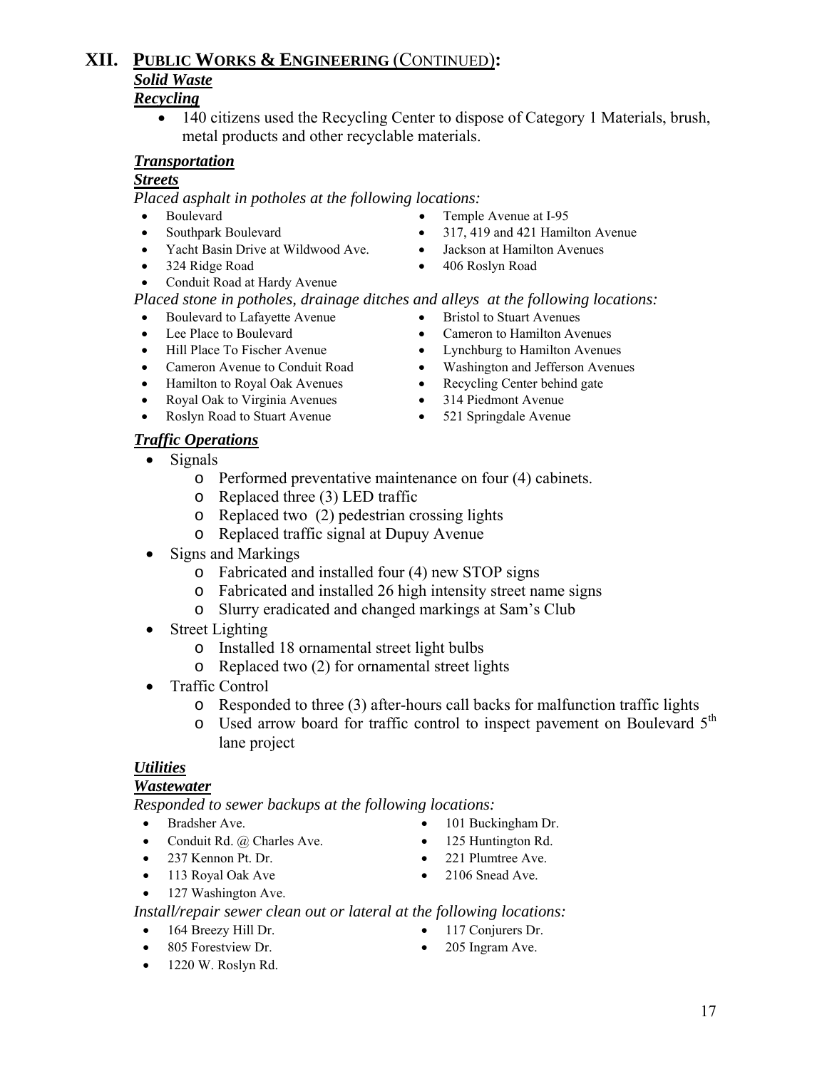# XII. PUBLIC WORKS & ENGINEERING (CONTINUED):

### *Solid Waste*

### *Recycling*

- 140 citizens used the Recycling Center to dispose of Category 1 Materials, brush, metal products and other recyclable materials.

### *Transportation*

### *Streets*

*Placed asphalt in potholes at the following locations:*

- Boulevard
- Southpark Boulevard
- Yacht Basin Drive at Wildwood Ave.
- 324 Ridge Road
- Conduit Road at Hardy Avenue
- Temple Avenue at I-95
- 317, 419 and 421 Hamilton Avenue
- Jackson at Hamilton Avenues
- 406 Roslyn Road

*Placed stone in potholes, drainage ditches and alleys at the following locations:*

- Boulevard to Lafayette Avenue
- Lee Place to Boulevard
- Hill Place To Fischer Avenue
- Cameron Avenue to Conduit Road
- Hamilton to Royal Oak Avenues
- Royal Oak to Virginia Avenues
- Roslyn Road to Stuart Avenue
- Bristol to Stuart Avenues
- Cameron to Hamilton Avenues
- Lynchburg to Hamilton Avenues
- Washington and Jefferson Avenues
- Recycling Center behind gate
- 314 Piedmont Avenue
- 521 Springdale Avenue

### *Traffic Operations*

- Signals
  - Performed preventative maintenance on four (4) cabinets.
  - Replaced three (3) LED traffic
  - Replaced two (2) pedestrian crossing lights
  - Replaced traffic signal at Dupuy Avenue
- Signs and Markings
  - Fabricated and installed four (4) new STOP signs
  - Fabricated and installed 26 high intensity street name signs
  - Slurry eradicated and changed markings at Sam's Club
- Street Lighting
  - Installed 18 ornamental street light bulbs
  - Replaced two (2) for ornamental street lights
- Traffic Control
  - Responded to three (3) after-hours call backs for malfunction traffic lights
  - Used arrow board for traffic control to inspect pavement on Boulevard 5th lane project

### *Utilities*

### *Wastewater*

*Responded to sewer backups at the following locations:*

- Bradsher Ave.
- Conduit Rd. @ Charles Ave.
- 237 Kennon Pt. Dr.
- 113 Royal Oak Ave
- 127 Washington Ave.
- 101 Buckingham Dr.
- 125 Huntington Rd.
- 221 Plumtree Ave.
- 2106 Snead Ave.

*Install/repair sewer clean out or lateral at the following locations:*

- 164 Breezy Hill Dr.
- 805 Forestview Dr.
- 1220 W. Roslyn Rd.
- 117 Conjurers Dr.
- 205 Ingram Ave.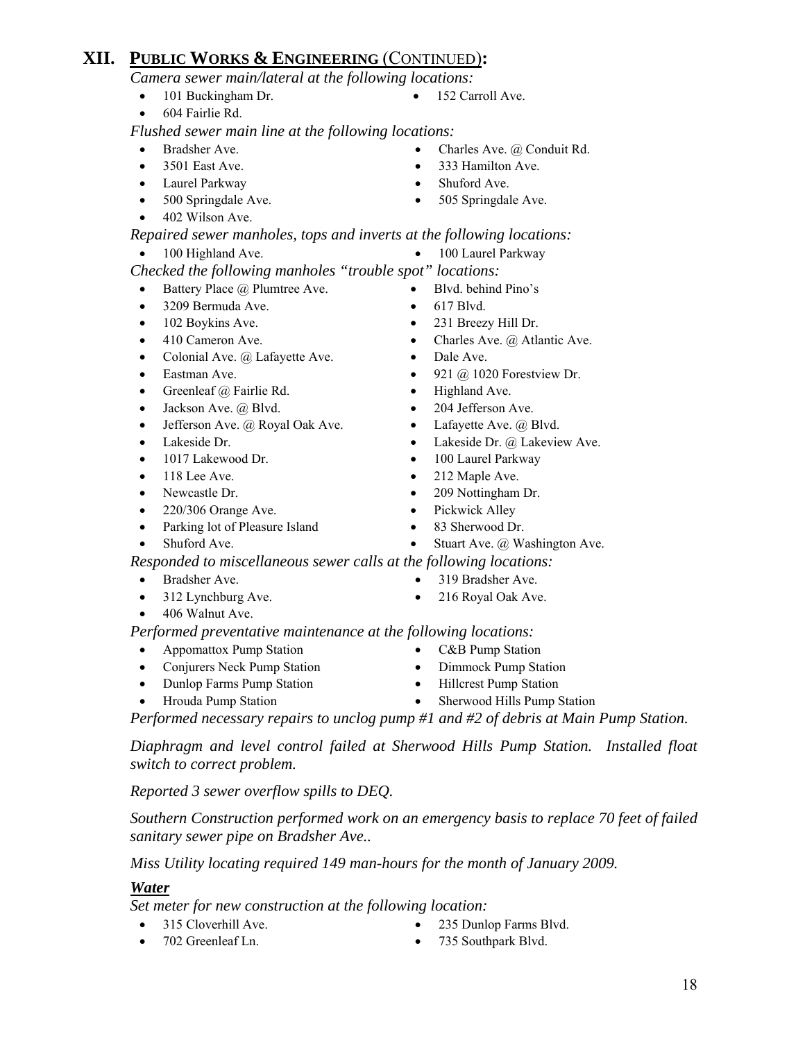## XII. PUBLIC WORKS & ENGINEERING (CONTINUED):

*Camera sewer main/lateral at the following locations:*

- 101 Buckingham Dr.
- 152 Carroll Ave.
- 604 Fairlie Rd.

*Flushed sewer main line at the following locations:*

- Bradsher Ave.
- Charles Ave. @ Conduit Rd.
- 3501 East Ave.
- 333 Hamilton Ave.
- Laurel Parkway
- Shuford Ave.
- 500 Springdale Ave.
- 505 Springdale Ave.
- 402 Wilson Ave.

*Repaired sewer manholes, tops and inverts at the following locations:*

- 100 Highland Ave.
- 100 Laurel Parkway

*Checked the following manholes "trouble spot" locations:*

- Battery Place @ Plumtree Ave.
- Blvd. behind Pino's
- 3209 Bermuda Ave.
- 617 Blvd.
- 102 Boykins Ave.
- 231 Breezy Hill Dr.
- 410 Cameron Ave.
- Charles Ave. @ Atlantic Ave.
- Colonial Ave. @ Lafayette Ave.
- Dale Ave.
- Eastman Ave.
- 921 @ 1020 Forestview Dr.
- Greenleaf @ Fairlie Rd.
- Highland Ave.
- Jackson Ave. @ Blvd.
- 204 Jefferson Ave.
- Jefferson Ave. @ Royal Oak Ave.
- Lafayette Ave. @ Blvd.
- Lakeside Dr.
- Lakeside Dr. @ Lakeview Ave.
- 1017 Lakewood Dr.
- 100 Laurel Parkway
- 118 Lee Ave.
- 212 Maple Ave.
- Newcastle Dr.
- 209 Nottingham Dr.
- 220/306 Orange Ave.
- Pickwick Alley
- Parking lot of Pleasure Island
- 83 Sherwood Dr.
- Shuford Ave.
- Stuart Ave. @ Washington Ave.

*Responded to miscellaneous sewer calls at the following locations:*

- Bradsher Ave.
- 319 Bradsher Ave.
- 312 Lynchburg Ave.
- 216 Royal Oak Ave.
- 406 Walnut Ave.

*Performed preventative maintenance at the following locations:*

- Appomattox Pump Station
- C&B Pump Station
- Conjurers Neck Pump Station
- Dimmock Pump Station
- Dunlop Farms Pump Station
- Hillcrest Pump Station
- Hrouda Pump Station
- Sherwood Hills Pump Station

*Performed necessary repairs to unclog pump #1 and #2 of debris at Main Pump Station.*

*Diaphragm and level control failed at Sherwood Hills Pump Station. Installed float switch to correct problem.*

*Reported 3 sewer overflow spills to DEQ.*

*Southern Construction performed work on an emergency basis to replace 70 feet of failed sanitary sewer pipe on Bradsher Ave..*

*Miss Utility locating required 149 man-hours for the month of January 2009.*

### ***Water***

*Set meter for new construction at the following location:*

- 315 Cloverhill Ave.
- 235 Dunlop Farms Blvd.
- 702 Greenleaf Ln.
- 735 Southpark Blvd.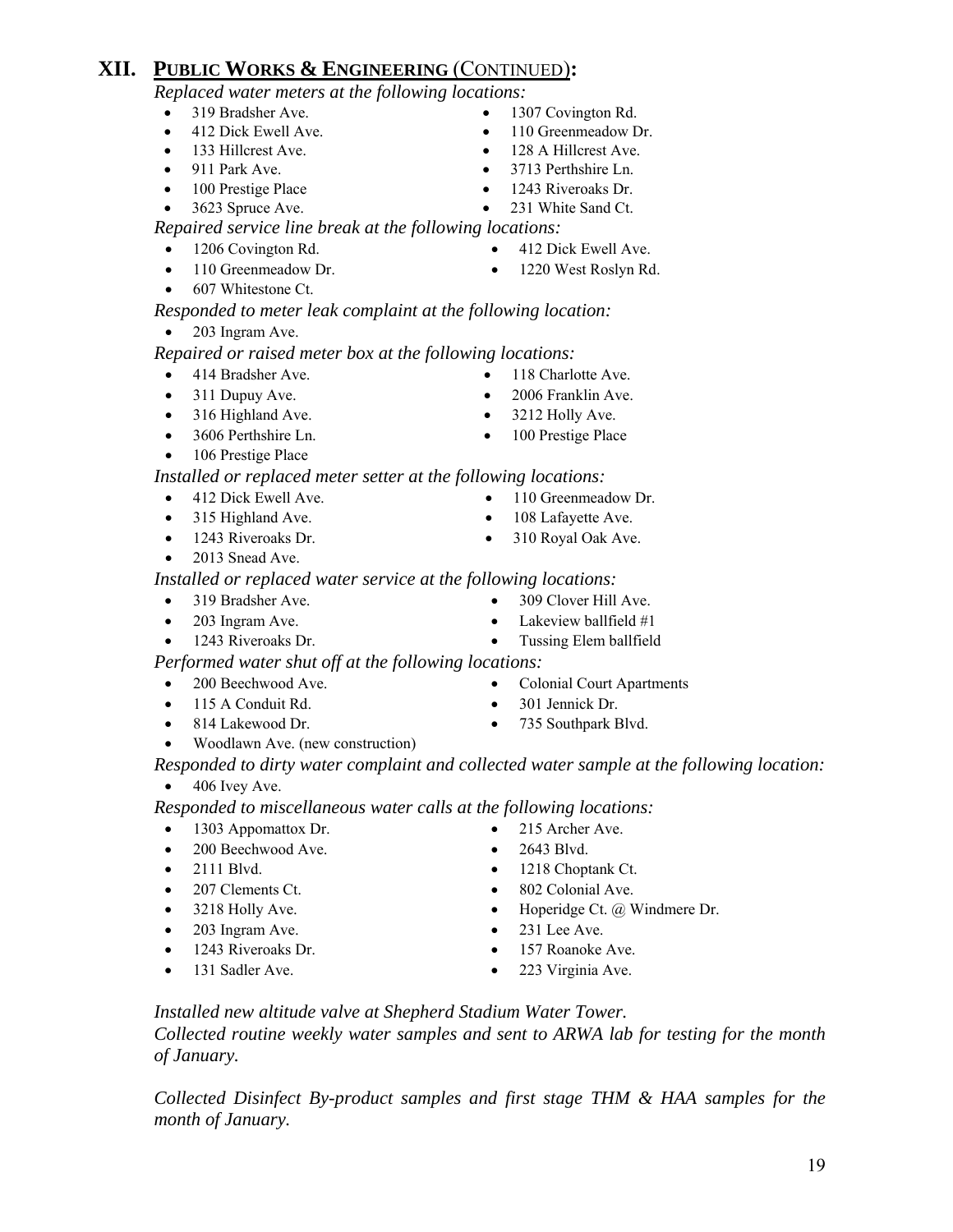## XII. PUBLIC WORKS & ENGINEERING (CONTINUED):

*Replaced water meters at the following locations:*

- 319 Bradsher Ave.
- 1307 Covington Rd.
- 412 Dick Ewell Ave.
- 110 Greenmeadow Dr.
- 133 Hillcrest Ave.
- 128 A Hillcrest Ave.
- 911 Park Ave.
- 3713 Perthshire Ln.
- 100 Prestige Place
- 1243 Riveroaks Dr.
- 3623 Spruce Ave.
- 231 White Sand Ct.

*Repaired service line break at the following locations:*

- 1206 Covington Rd.
- 412 Dick Ewell Ave.
- 110 Greenmeadow Dr.
- 1220 West Roslyn Rd.
- 607 Whitestone Ct.

*Responded to meter leak complaint at the following location:*

- 203 Ingram Ave.

*Repaired or raised meter box at the following locations:*

- 414 Bradsher Ave.
- 118 Charlotte Ave.
- 311 Dupuy Ave.
- 2006 Franklin Ave.
- 316 Highland Ave.
- 3212 Holly Ave.
- 3606 Perthshire Ln.
- 100 Prestige Place
- 106 Prestige Place

*Installed or replaced meter setter at the following locations:*

- 412 Dick Ewell Ave.
- 110 Greenmeadow Dr.
- 315 Highland Ave.
- 108 Lafayette Ave.
- 1243 Riveroaks Dr.
- 310 Royal Oak Ave.
- 2013 Snead Ave.

*Installed or replaced water service at the following locations:*

- 319 Bradsher Ave.
- 309 Clover Hill Ave.
- 203 Ingram Ave.
- Lakeview ballfield #1
- 1243 Riveroaks Dr.
- Tussing Elem ballfield

*Performed water shut off at the following locations:*

- 200 Beechwood Ave.
- Colonial Court Apartments
- 115 A Conduit Rd.
- 301 Jennick Dr.
- 814 Lakewood Dr.
- 735 Southpark Blvd.
- Woodlawn Ave. (new construction)

*Responded to dirty water complaint and collected water sample at the following location:*

- 406 Ivey Ave.

*Responded to miscellaneous water calls at the following locations:*

- 1303 Appomattox Dr.
- 215 Archer Ave.
- 200 Beechwood Ave.
- 2643 Blvd.
- 2111 Blvd.
- 1218 Choptank Ct.
- 207 Clements Ct.
- 802 Colonial Ave.
- 3218 Holly Ave.
- Hoperidge Ct. @ Windmere Dr.
- 203 Ingram Ave.
- 231 Lee Ave.
- 1243 Riveroaks Dr.
- 157 Roanoke Ave.
- 131 Sadler Ave.
- 223 Virginia Ave.

*Installed new altitude valve at Shepherd Stadium Water Tower.*

*Collected routine weekly water samples and sent to ARWA lab for testing for the month of January.*

*Collected Disinfect By-product samples and first stage THM & HAA samples for the month of January.*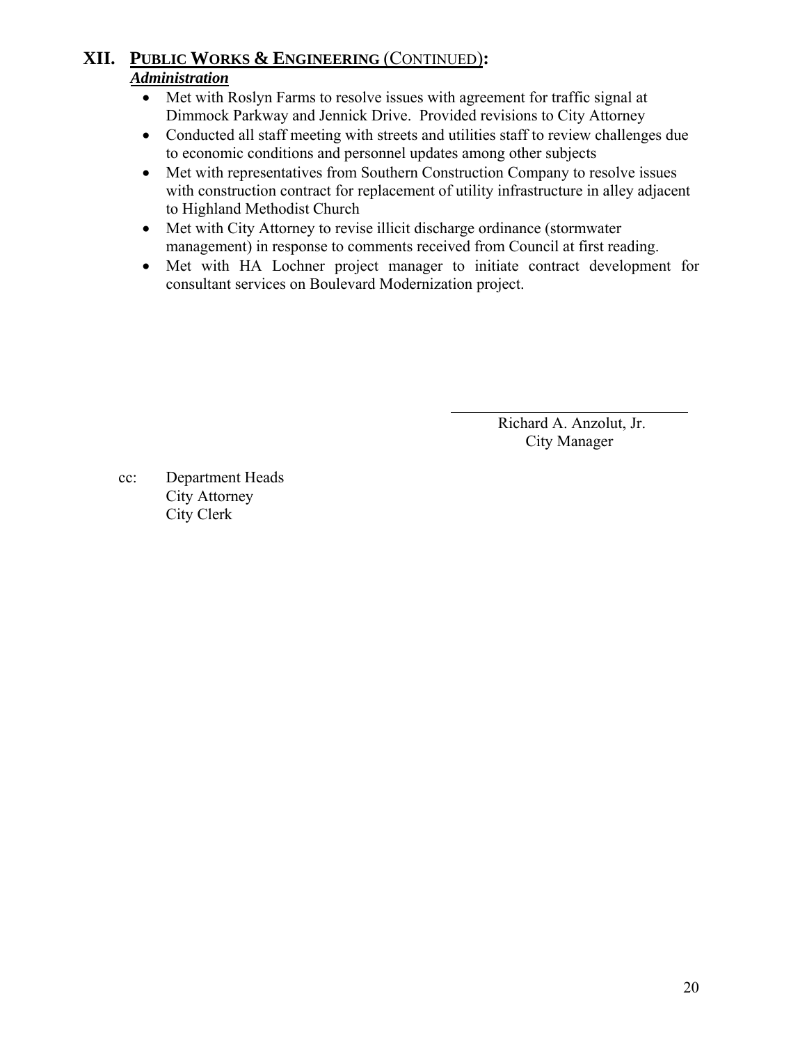## XII. PUBLIC WORKS & ENGINEERING (CONTINUED):

### ***Administration***

- Met with Roslyn Farms to resolve issues with agreement for traffic signal at Dimmock Parkway and Jennick Drive. Provided revisions to City Attorney
- Conducted all staff meeting with streets and utilities staff to review challenges due to economic conditions and personnel updates among other subjects
- Met with representatives from Southern Construction Company to resolve issues with construction contract for replacement of utility infrastructure in alley adjacent to Highland Methodist Church
- Met with City Attorney to revise illicit discharge ordinance (stormwater management) in response to comments received from Council at first reading.
- Met with HA Lochner project manager to initiate contract development for consultant services on Boulevard Modernization project.

Richard A. Anzolut, Jr.
City Manager

cc: Department Heads
City Attorney
City Clerk